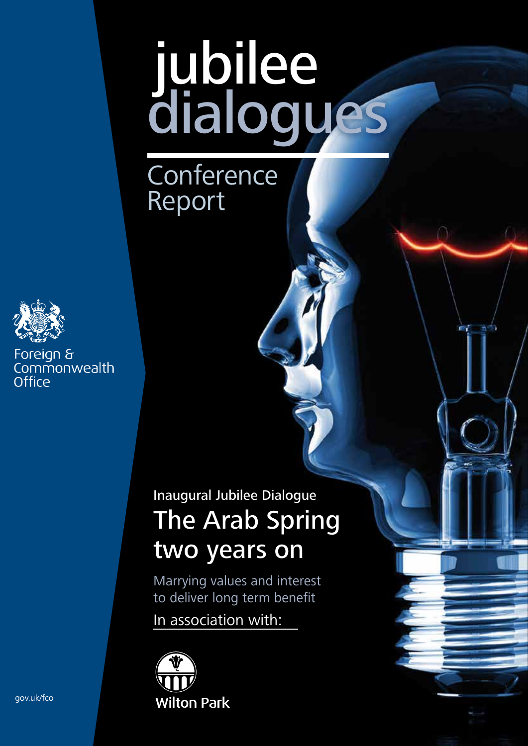# jubilee dialogues

## Conference Report

Foreign & Commonwealth Office

Inaugural Jubilee Dialogue

# The Arab Spring two years on

Marrying values and interest to deliver long term benefit

In association with:

Wilton Park

gov.uk/fco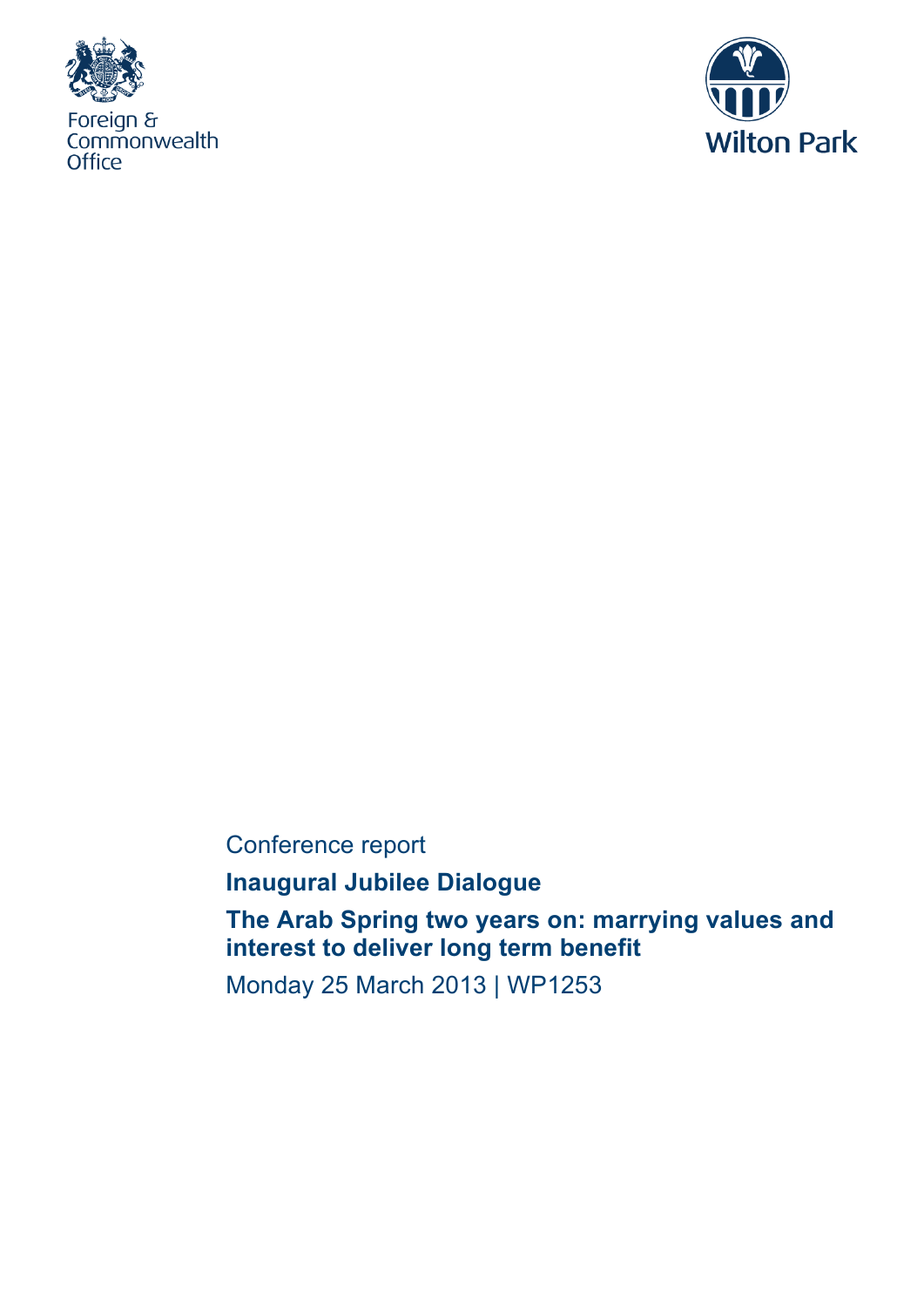Foreign & Commonwealth Office

Wilton Park

Conference report

**Inaugural Jubilee Dialogue**

**The Arab Spring two years on: marrying values and interest to deliver long term benefit**

Monday 25 March 2013 | WP1253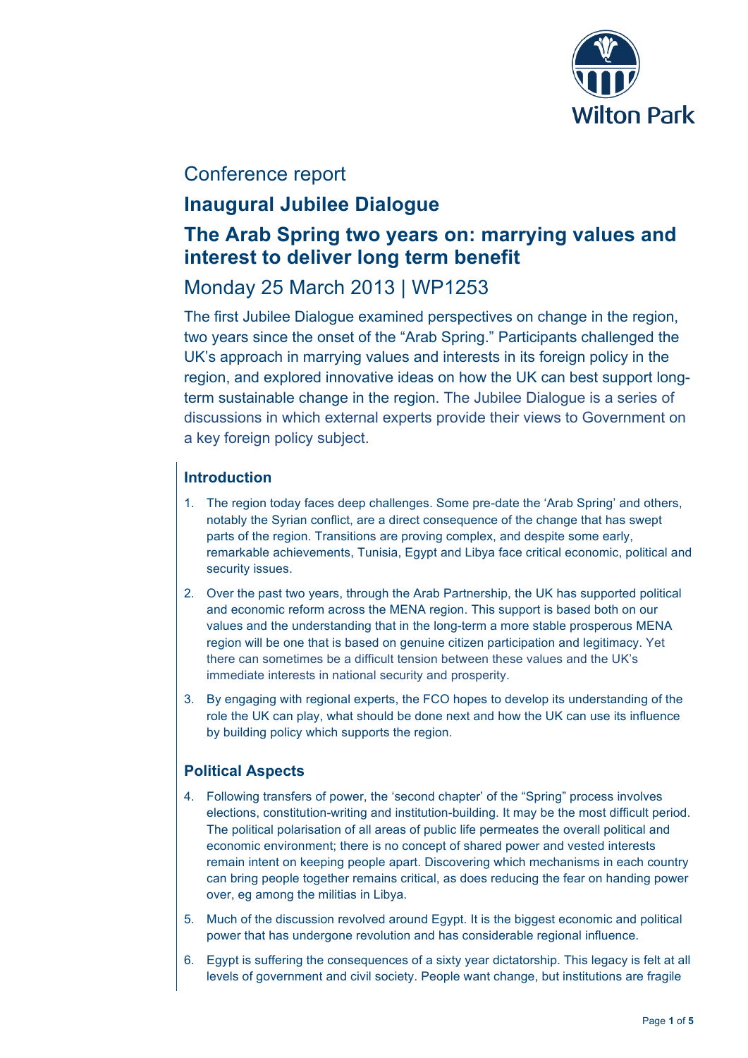Conference report

# Inaugural Jubilee Dialogue

## The Arab Spring two years on: marrying values and interest to deliver long term benefit

Monday 25 March 2013 | WP1253

The first Jubilee Dialogue examined perspectives on change in the region, two years since the onset of the "Arab Spring." Participants challenged the UK's approach in marrying values and interests in its foreign policy in the region, and explored innovative ideas on how the UK can best support long-term sustainable change in the region. The Jubilee Dialogue is a series of discussions in which external experts provide their views to Government on a key foreign policy subject.

### Introduction

1. The region today faces deep challenges. Some pre-date the 'Arab Spring' and others, notably the Syrian conflict, are a direct consequence of the change that has swept parts of the region. Transitions are proving complex, and despite some early, remarkable achievements, Tunisia, Egypt and Libya face critical economic, political and security issues.
2. Over the past two years, through the Arab Partnership, the UK has supported political and economic reform across the MENA region. This support is based both on our values and the understanding that in the long-term a more stable prosperous MENA region will be one that is based on genuine citizen participation and legitimacy. Yet there can sometimes be a difficult tension between these values and the UK's immediate interests in national security and prosperity.
3. By engaging with regional experts, the FCO hopes to develop its understanding of the role the UK can play, what should be done next and how the UK can use its influence by building policy which supports the region.

### Political Aspects

4. Following transfers of power, the 'second chapter' of the "Spring" process involves elections, constitution-writing and institution-building. It may be the most difficult period. The political polarisation of all areas of public life permeates the overall political and economic environment; there is no concept of shared power and vested interests remain intent on keeping people apart. Discovering which mechanisms in each country can bring people together remains critical, as does reducing the fear on handing power over, eg among the militias in Libya.
5. Much of the discussion revolved around Egypt. It is the biggest economic and political power that has undergone revolution and has considerable regional influence.
6. Egypt is suffering the consequences of a sixty year dictatorship. This legacy is felt at all levels of government and civil society. People want change, but institutions are fragile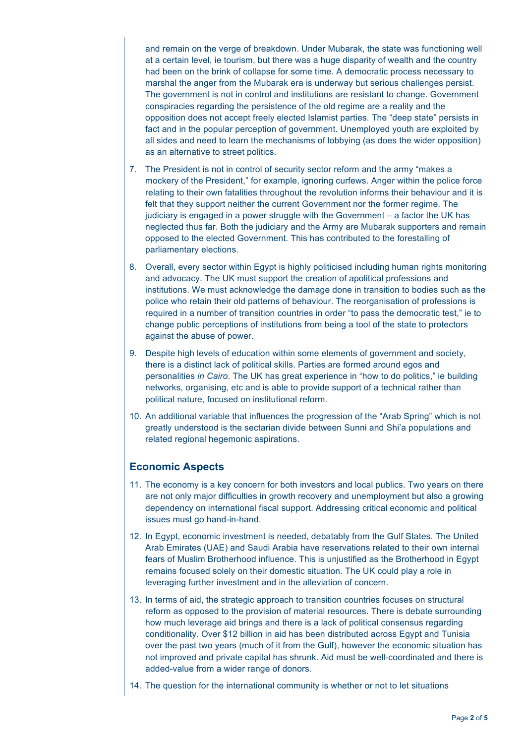and remain on the verge of breakdown. Under Mubarak, the state was functioning well at a certain level, ie tourism, but there was a huge disparity of wealth and the country had been on the brink of collapse for some time. A democratic process necessary to marshal the anger from the Mubarak era is underway but serious challenges persist. The government is not in control and institutions are resistant to change. Government conspiracies regarding the persistence of the old regime are a reality and the opposition does not accept freely elected Islamist parties. The "deep state" persists in fact and in the popular perception of government. Unemployed youth are exploited by all sides and need to learn the mechanisms of lobbying (as does the wider opposition) as an alternative to street politics.

7. The President is not in control of security sector reform and the army "makes a mockery of the President," for example, ignoring curfews. Anger within the police force relating to their own fatalities throughout the revolution informs their behaviour and it is felt that they support neither the current Government nor the former regime. The judiciary is engaged in a power struggle with the Government – a factor the UK has neglected thus far. Both the judiciary and the Army are Mubarak supporters and remain opposed to the elected Government. This has contributed to the forestalling of parliamentary elections.

8. Overall, every sector within Egypt is highly politicised including human rights monitoring and advocacy. The UK must support the creation of apolitical professions and institutions. We must acknowledge the damage done in transition to bodies such as the police who retain their old patterns of behaviour. The reorganisation of professions is required in a number of transition countries in order "to pass the democratic test," ie to change public perceptions of institutions from being a tool of the state to protectors against the abuse of power.

9. Despite high levels of education within some elements of government and society, there is a distinct lack of political skills. Parties are formed around egos and personalities *in Cairo*. The UK has great experience in "how to do politics," ie building networks, organising, etc and is able to provide support of a technical rather than political nature, focused on institutional reform.

10. An additional variable that influences the progression of the "Arab Spring" which is not greatly understood is the sectarian divide between Sunni and Shi'a populations and related regional hegemonic aspirations.

## Economic Aspects

11. The economy is a key concern for both investors and local publics. Two years on there are not only major difficulties in growth recovery and unemployment but also a growing dependency on international fiscal support. Addressing critical economic and political issues must go hand-in-hand.

12. In Egypt, economic investment is needed, debatably from the Gulf States. The United Arab Emirates (UAE) and Saudi Arabia have reservations related to their own internal fears of Muslim Brotherhood influence. This is unjustified as the Brotherhood in Egypt remains focused solely on their domestic situation. The UK could play a role in leveraging further investment and in the alleviation of concern.

13. In terms of aid, the strategic approach to transition countries focuses on structural reform as opposed to the provision of material resources. There is debate surrounding how much leverage aid brings and there is a lack of political consensus regarding conditionality. Over $12 billion in aid has been distributed across Egypt and Tunisia over the past two years (much of it from the Gulf), however the economic situation has not improved and private capital has shrunk. Aid must be well-coordinated and there is added-value from a wider range of donors.

14. The question for the international community is whether or not to let situations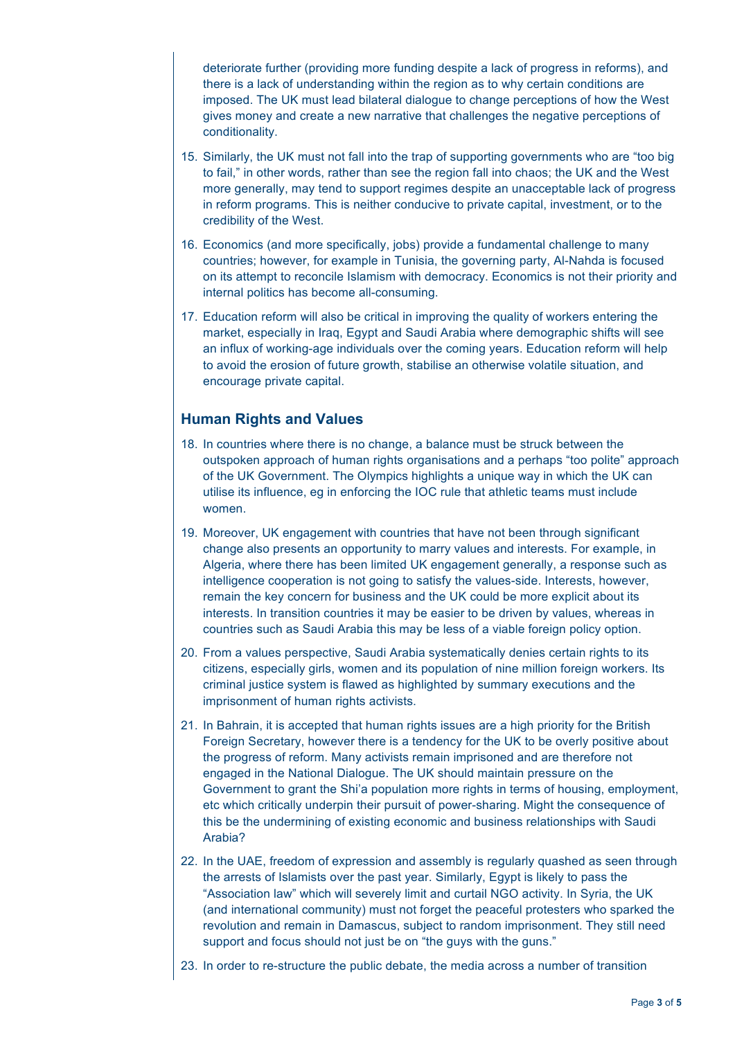deteriorate further (providing more funding despite a lack of progress in reforms), and there is a lack of understanding within the region as to why certain conditions are imposed. The UK must lead bilateral dialogue to change perceptions of how the West gives money and create a new narrative that challenges the negative perceptions of conditionality.

15. Similarly, the UK must not fall into the trap of supporting governments who are "too big to fail," in other words, rather than see the region fall into chaos; the UK and the West more generally, may tend to support regimes despite an unacceptable lack of progress in reform programs. This is neither conducive to private capital, investment, or to the credibility of the West.

16. Economics (and more specifically, jobs) provide a fundamental challenge to many countries; however, for example in Tunisia, the governing party, Al-Nahda is focused on its attempt to reconcile Islamism with democracy. Economics is not their priority and internal politics has become all-consuming.

17. Education reform will also be critical in improving the quality of workers entering the market, especially in Iraq, Egypt and Saudi Arabia where demographic shifts will see an influx of working-age individuals over the coming years. Education reform will help to avoid the erosion of future growth, stabilise an otherwise volatile situation, and encourage private capital.

## Human Rights and Values

18. In countries where there is no change, a balance must be struck between the outspoken approach of human rights organisations and a perhaps "too polite" approach of the UK Government. The Olympics highlights a unique way in which the UK can utilise its influence, eg in enforcing the IOC rule that athletic teams must include women.

19. Moreover, UK engagement with countries that have not been through significant change also presents an opportunity to marry values and interests. For example, in Algeria, where there has been limited UK engagement generally, a response such as intelligence cooperation is not going to satisfy the values-side. Interests, however, remain the key concern for business and the UK could be more explicit about its interests. In transition countries it may be easier to be driven by values, whereas in countries such as Saudi Arabia this may be less of a viable foreign policy option.

20. From a values perspective, Saudi Arabia systematically denies certain rights to its citizens, especially girls, women and its population of nine million foreign workers. Its criminal justice system is flawed as highlighted by summary executions and the imprisonment of human rights activists.

21. In Bahrain, it is accepted that human rights issues are a high priority for the British Foreign Secretary, however there is a tendency for the UK to be overly positive about the progress of reform. Many activists remain imprisoned and are therefore not engaged in the National Dialogue. The UK should maintain pressure on the Government to grant the Shi'a population more rights in terms of housing, employment, etc which critically underpin their pursuit of power-sharing. Might the consequence of this be the undermining of existing economic and business relationships with Saudi Arabia?

22. In the UAE, freedom of expression and assembly is regularly quashed as seen through the arrests of Islamists over the past year. Similarly, Egypt is likely to pass the "Association law" which will severely limit and curtail NGO activity. In Syria, the UK (and international community) must not forget the peaceful protesters who sparked the revolution and remain in Damascus, subject to random imprisonment. They still need support and focus should not just be on "the guys with the guns."

23. In order to re-structure the public debate, the media across a number of transition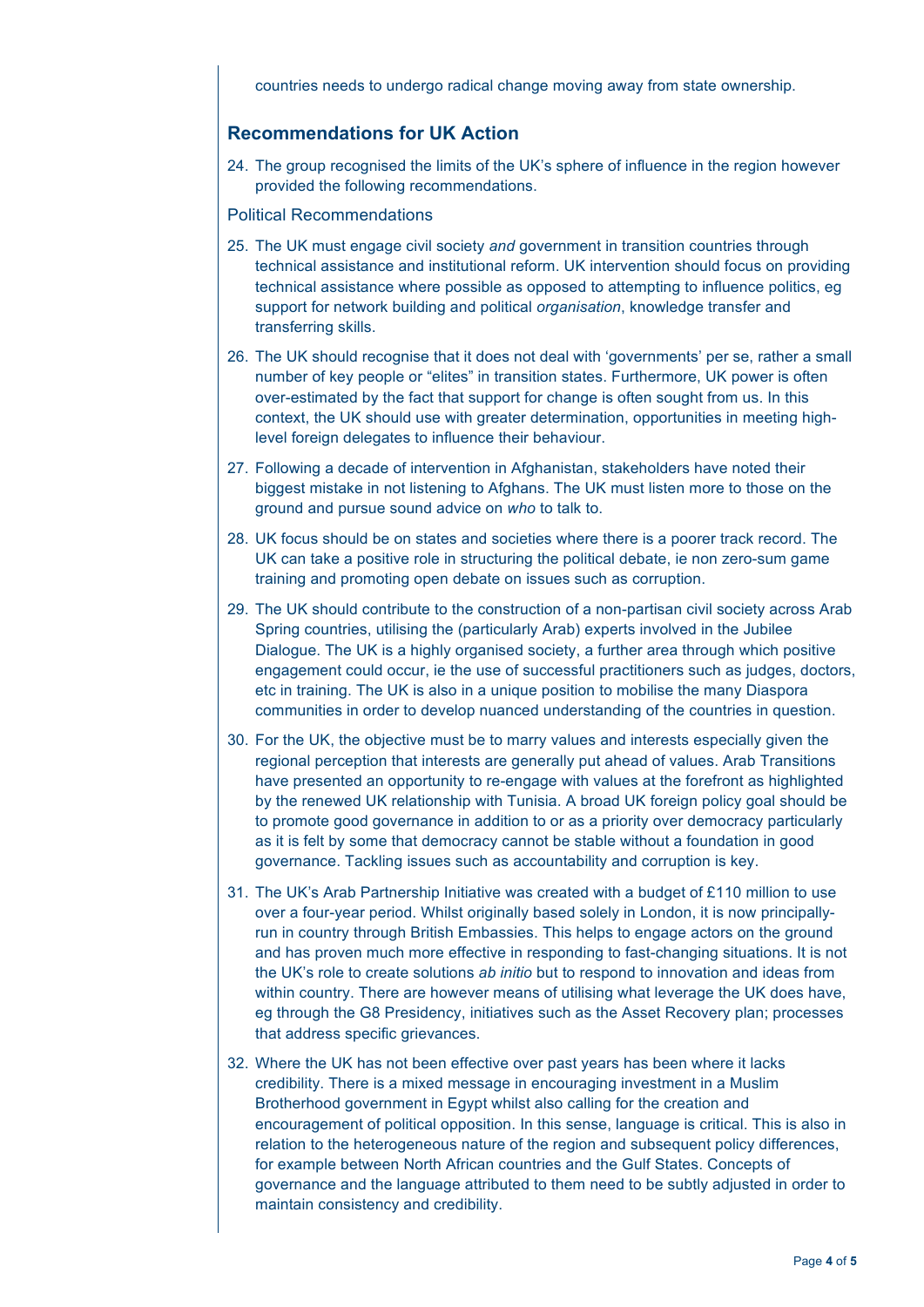countries needs to undergo radical change moving away from state ownership.

## Recommendations for UK Action

24. The group recognised the limits of the UK's sphere of influence in the region however provided the following recommendations.

### Political Recommendations

25. The UK must engage civil society *and* government in transition countries through technical assistance and institutional reform. UK intervention should focus on providing technical assistance where possible as opposed to attempting to influence politics, eg support for network building and political *organisation*, knowledge transfer and transferring skills.

26. The UK should recognise that it does not deal with 'governments' per se, rather a small number of key people or "elites" in transition states. Furthermore, UK power is often over-estimated by the fact that support for change is often sought from us. In this context, the UK should use with greater determination, opportunities in meeting high-level foreign delegates to influence their behaviour.

27. Following a decade of intervention in Afghanistan, stakeholders have noted their biggest mistake in not listening to Afghans. The UK must listen more to those on the ground and pursue sound advice on *who* to talk to.

28. UK focus should be on states and societies where there is a poorer track record. The UK can take a positive role in structuring the political debate, ie non zero-sum game training and promoting open debate on issues such as corruption.

29. The UK should contribute to the construction of a non-partisan civil society across Arab Spring countries, utilising the (particularly Arab) experts involved in the Jubilee Dialogue. The UK is a highly organised society, a further area through which positive engagement could occur, ie the use of successful practitioners such as judges, doctors, etc in training. The UK is also in a unique position to mobilise the many Diaspora communities in order to develop nuanced understanding of the countries in question.

30. For the UK, the objective must be to marry values and interests especially given the regional perception that interests are generally put ahead of values. Arab Transitions have presented an opportunity to re-engage with values at the forefront as highlighted by the renewed UK relationship with Tunisia. A broad UK foreign policy goal should be to promote good governance in addition to or as a priority over democracy particularly as it is felt by some that democracy cannot be stable without a foundation in good governance. Tackling issues such as accountability and corruption is key.

31. The UK's Arab Partnership Initiative was created with a budget of £110 million to use over a four-year period. Whilst originally based solely in London, it is now principally-run in country through British Embassies. This helps to engage actors on the ground and has proven much more effective in responding to fast-changing situations. It is not the UK's role to create solutions *ab initio* but to respond to innovation and ideas from within country. There are however means of utilising what leverage the UK does have, eg through the G8 Presidency, initiatives such as the Asset Recovery plan; processes that address specific grievances.

32. Where the UK has not been effective over past years has been where it lacks credibility. There is a mixed message in encouraging investment in a Muslim Brotherhood government in Egypt whilst also calling for the creation and encouragement of political opposition. In this sense, language is critical. This is also in relation to the heterogeneous nature of the region and subsequent policy differences, for example between North African countries and the Gulf States. Concepts of governance and the language attributed to them need to be subtly adjusted in order to maintain consistency and credibility.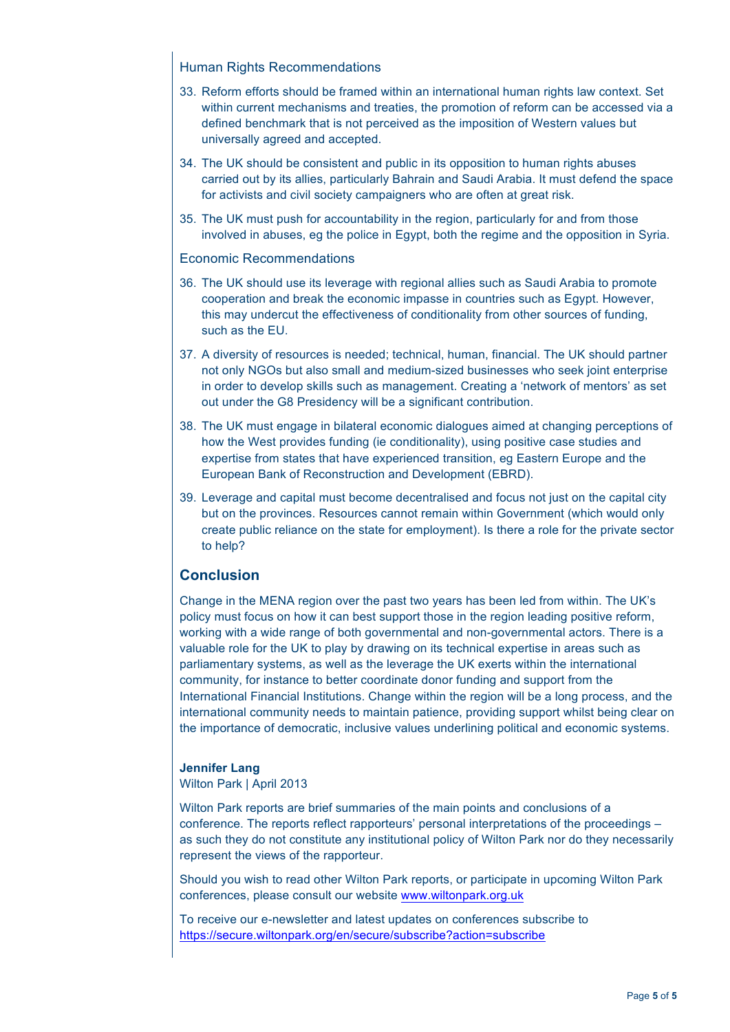### Human Rights Recommendations

33. Reform efforts should be framed within an international human rights law context. Set within current mechanisms and treaties, the promotion of reform can be accessed via a defined benchmark that is not perceived as the imposition of Western values but universally agreed and accepted.

34. The UK should be consistent and public in its opposition to human rights abuses carried out by its allies, particularly Bahrain and Saudi Arabia. It must defend the space for activists and civil society campaigners who are often at great risk.

35. The UK must push for accountability in the region, particularly for and from those involved in abuses, eg the police in Egypt, both the regime and the opposition in Syria.

### Economic Recommendations

36. The UK should use its leverage with regional allies such as Saudi Arabia to promote cooperation and break the economic impasse in countries such as Egypt. However, this may undercut the effectiveness of conditionality from other sources of funding, such as the EU.

37. A diversity of resources is needed; technical, human, financial. The UK should partner not only NGOs but also small and medium-sized businesses who seek joint enterprise in order to develop skills such as management. Creating a 'network of mentors' as set out under the G8 Presidency will be a significant contribution.

38. The UK must engage in bilateral economic dialogues aimed at changing perceptions of how the West provides funding (ie conditionality), using positive case studies and expertise from states that have experienced transition, eg Eastern Europe and the European Bank of Reconstruction and Development (EBRD).

39. Leverage and capital must become decentralised and focus not just on the capital city but on the provinces. Resources cannot remain within Government (which would only create public reliance on the state for employment). Is there a role for the private sector to help?

## Conclusion

Change in the MENA region over the past two years has been led from within. The UK's policy must focus on how it can best support those in the region leading positive reform, working with a wide range of both governmental and non-governmental actors. There is a valuable role for the UK to play by drawing on its technical expertise in areas such as parliamentary systems, as well as the leverage the UK exerts within the international community, for instance to better coordinate donor funding and support from the International Financial Institutions. Change within the region will be a long process, and the international community needs to maintain patience, providing support whilst being clear on the importance of democratic, inclusive values underlining political and economic systems.

**Jennifer Lang**
Wilton Park | April 2013

Wilton Park reports are brief summaries of the main points and conclusions of a conference. The reports reflect rapporteurs' personal interpretations of the proceedings – as such they do not constitute any institutional policy of Wilton Park nor do they necessarily represent the views of the rapporteur.

Should you wish to read other Wilton Park reports, or participate in upcoming Wilton Park conferences, please consult our website www.wiltonpark.org.uk

To receive our e-newsletter and latest updates on conferences subscribe to https://secure.wiltonpark.org/en/secure/subscribe?action=subscribe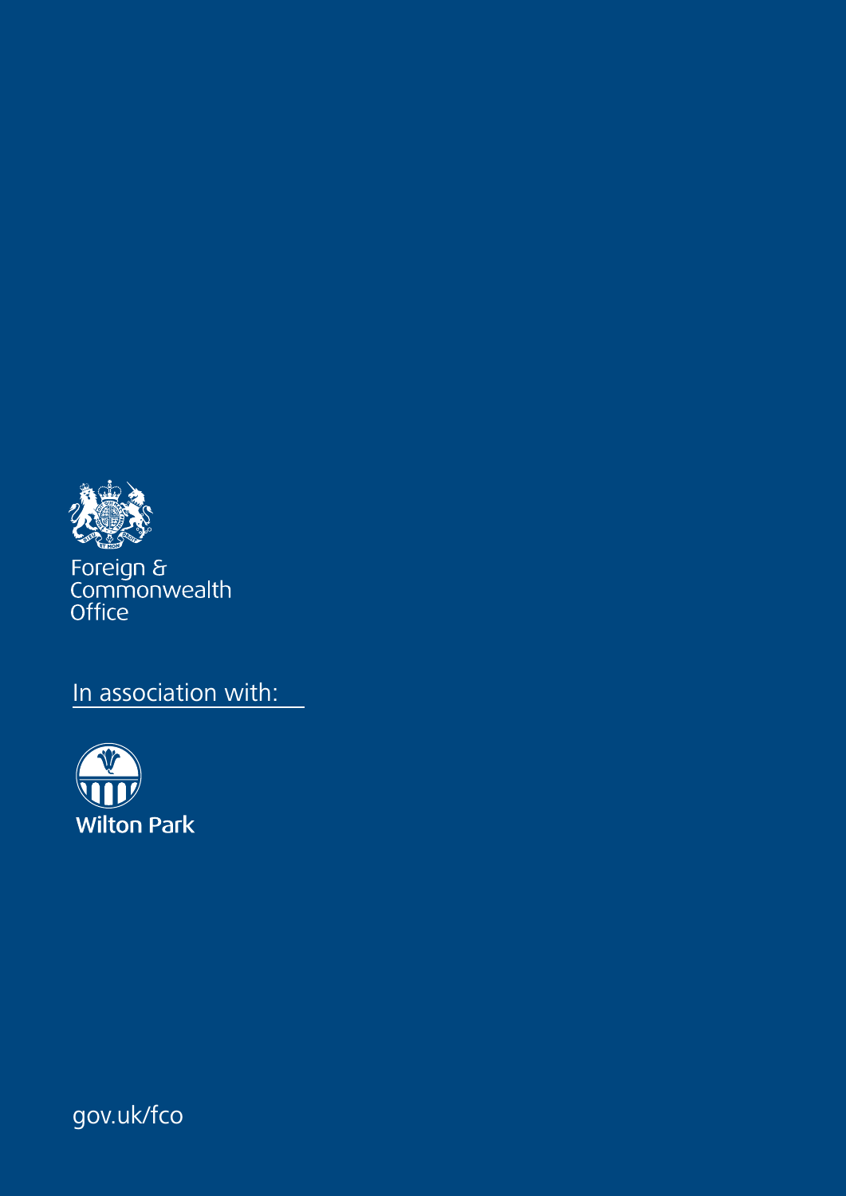Foreign & Commonwealth Office

In association with:

Wilton Park

gov.uk/fco